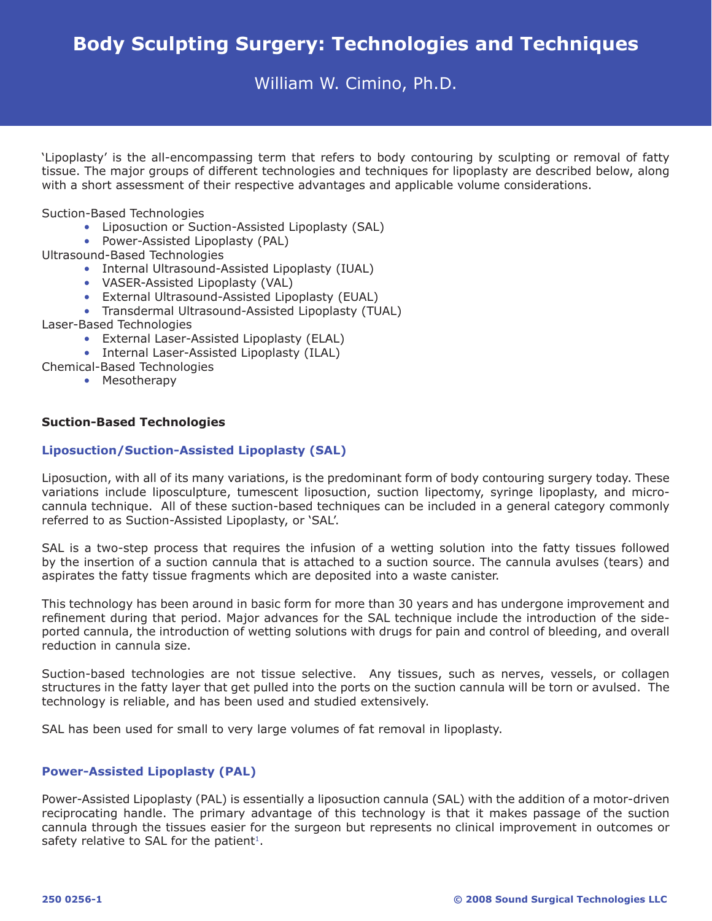# Body Sculpting Surgery: Technologies and Techniques

William W. Cimino, Ph.D.

'Lipoplasty' is the all-encompassing term that refers to body contouring by sculpting or removal of fatty tissue. The major groups of different technologies and techniques for lipoplasty are described below, along with a short assessment of their respective advantages and applicable volume considerations.

Suction-Based Technologies
- Liposuction or Suction-Assisted Lipoplasty (SAL)
- Power-Assisted Lipoplasty (PAL)

Ultrasound-Based Technologies
- Internal Ultrasound-Assisted Lipoplasty (IUAL)
- VASER-Assisted Lipoplasty (VAL)
- External Ultrasound-Assisted Lipoplasty (EUAL)
- Transdermal Ultrasound-Assisted Lipoplasty (TUAL)

Laser-Based Technologies
- External Laser-Assisted Lipoplasty (ELAL)
- Internal Laser-Assisted Lipoplasty (ILAL)

Chemical-Based Technologies
- Mesotherapy

## Suction-Based Technologies

### Liposuction/Suction-Assisted Lipoplasty (SAL)

Liposuction, with all of its many variations, is the predominant form of body contouring surgery today. These variations include liposculpture, tumescent liposuction, suction lipectomy, syringe lipoplasty, and micro-cannula technique. All of these suction-based techniques can be included in a general category commonly referred to as Suction-Assisted Lipoplasty, or 'SAL'.

SAL is a two-step process that requires the infusion of a wetting solution into the fatty tissues followed by the insertion of a suction cannula that is attached to a suction source. The cannula avulses (tears) and aspirates the fatty tissue fragments which are deposited into a waste canister.

This technology has been around in basic form for more than 30 years and has undergone improvement and refinement during that period. Major advances for the SAL technique include the introduction of the side-ported cannula, the introduction of wetting solutions with drugs for pain and control of bleeding, and overall reduction in cannula size.

Suction-based technologies are not tissue selective. Any tissues, such as nerves, vessels, or collagen structures in the fatty layer that get pulled into the ports on the suction cannula will be torn or avulsed. The technology is reliable, and has been used and studied extensively.

SAL has been used for small to very large volumes of fat removal in lipoplasty.

### Power-Assisted Lipoplasty (PAL)

Power-Assisted Lipoplasty (PAL) is essentially a liposuction cannula (SAL) with the addition of a motor-driven reciprocating handle. The primary advantage of this technology is that it makes passage of the suction cannula through the tissues easier for the surgeon but represents no clinical improvement in outcomes or safety relative to SAL for the patient[1].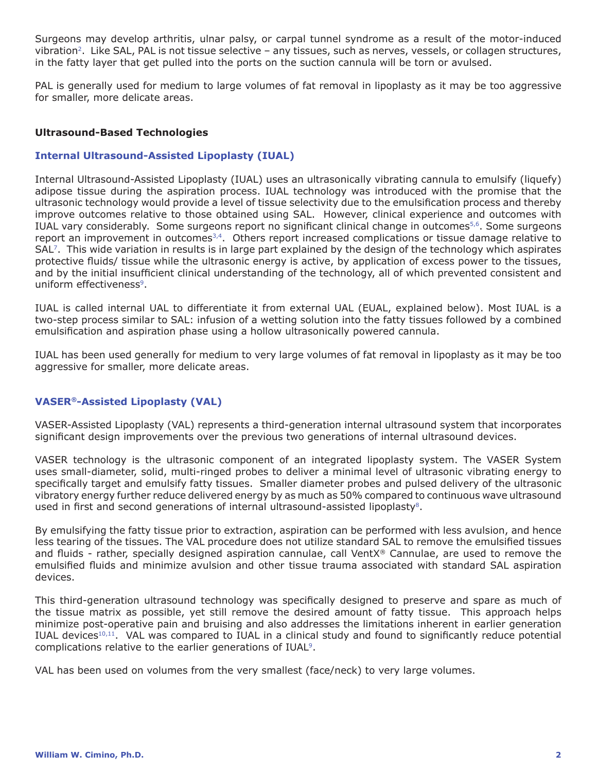Surgeons may develop arthritis, ulnar palsy, or carpal tunnel syndrome as a result of the motor-induced vibration[2]. Like SAL, PAL is not tissue selective – any tissues, such as nerves, vessels, or collagen structures, in the fatty layer that get pulled into the ports on the suction cannula will be torn or avulsed.

PAL is generally used for medium to large volumes of fat removal in lipoplasty as it may be too aggressive for smaller, more delicate areas.

### Ultrasound-Based Technologies

#### Internal Ultrasound-Assisted Lipoplasty (IUAL)

Internal Ultrasound-Assisted Lipoplasty (IUAL) uses an ultrasonically vibrating cannula to emulsify (liquefy) adipose tissue during the aspiration process. IUAL technology was introduced with the promise that the ultrasonic technology would provide a level of tissue selectivity due to the emulsification process and thereby improve outcomes relative to those obtained using SAL. However, clinical experience and outcomes with IUAL vary considerably. Some surgeons report no significant clinical change in outcomes[5,6]. Some surgeons report an improvement in outcomes[3,4]. Others report increased complications or tissue damage relative to SAL[7]. This wide variation in results is in large part explained by the design of the technology which aspirates protective fluids/ tissue while the ultrasonic energy is active, by application of excess power to the tissues, and by the initial insufficient clinical understanding of the technology, all of which prevented consistent and uniform effectiveness[9].

IUAL is called internal UAL to differentiate it from external UAL (EUAL, explained below). Most IUAL is a two-step process similar to SAL: infusion of a wetting solution into the fatty tissues followed by a combined emulsification and aspiration phase using a hollow ultrasonically powered cannula.

IUAL has been used generally for medium to very large volumes of fat removal in lipoplasty as it may be too aggressive for smaller, more delicate areas.

#### VASER®-Assisted Lipoplasty (VAL)

VASER-Assisted Lipoplasty (VAL) represents a third-generation internal ultrasound system that incorporates significant design improvements over the previous two generations of internal ultrasound devices.

VASER technology is the ultrasonic component of an integrated lipoplasty system. The VASER System uses small-diameter, solid, multi-ringed probes to deliver a minimal level of ultrasonic vibrating energy to specifically target and emulsify fatty tissues. Smaller diameter probes and pulsed delivery of the ultrasonic vibratory energy further reduce delivered energy by as much as 50% compared to continuous wave ultrasound used in first and second generations of internal ultrasound-assisted lipoplasty[8].

By emulsifying the fatty tissue prior to extraction, aspiration can be performed with less avulsion, and hence less tearing of the tissues. The VAL procedure does not utilize standard SAL to remove the emulsified tissues and fluids - rather, specially designed aspiration cannulae, call VentX® Cannulae, are used to remove the emulsified fluids and minimize avulsion and other tissue trauma associated with standard SAL aspiration devices.

This third-generation ultrasound technology was specifically designed to preserve and spare as much of the tissue matrix as possible, yet still remove the desired amount of fatty tissue. This approach helps minimize post-operative pain and bruising and also addresses the limitations inherent in earlier generation IUAL devices[10,11]. VAL was compared to IUAL in a clinical study and found to significantly reduce potential complications relative to the earlier generations of IUAL[9].

VAL has been used on volumes from the very smallest (face/neck) to very large volumes.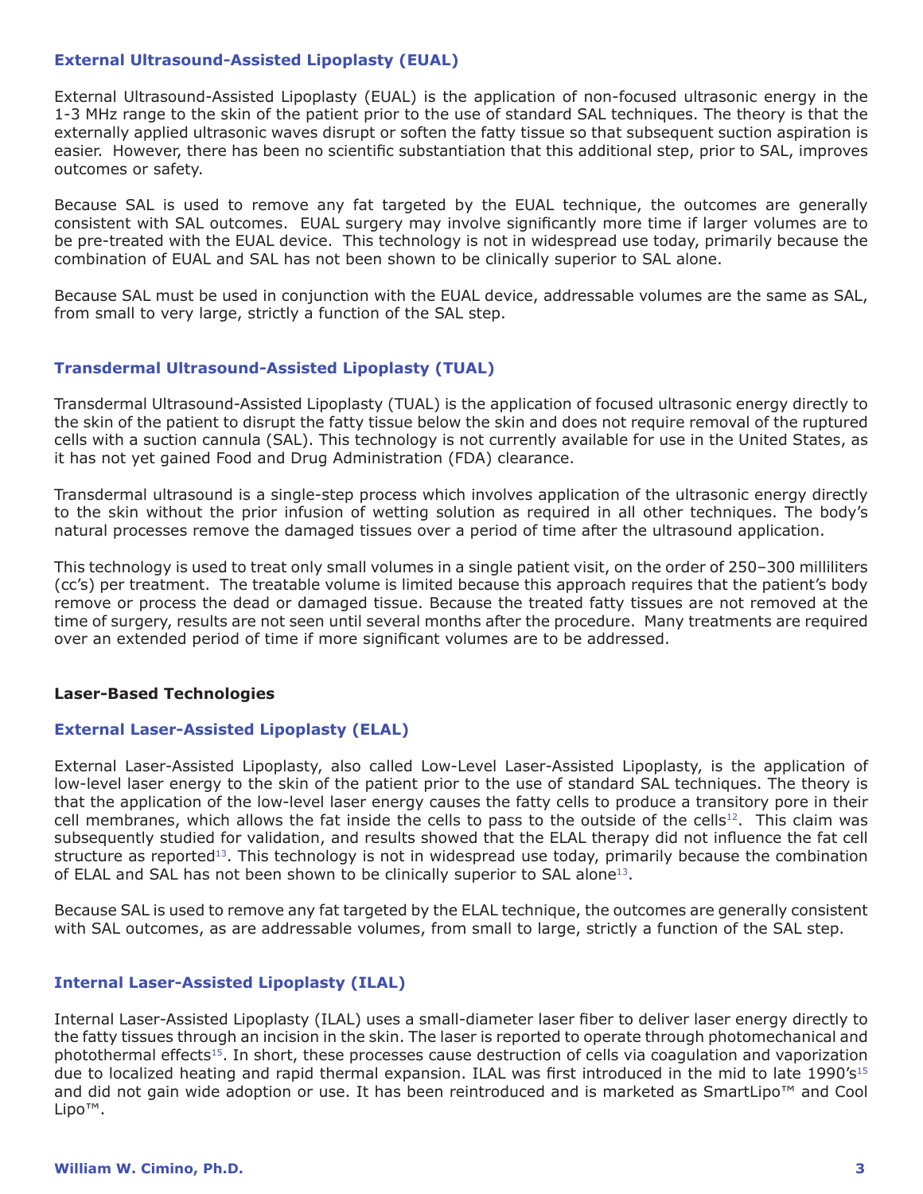### External Ultrasound-Assisted Lipoplasty (EUAL)

External Ultrasound-Assisted Lipoplasty (EUAL) is the application of non-focused ultrasonic energy in the 1-3 MHz range to the skin of the patient prior to the use of standard SAL techniques. The theory is that the externally applied ultrasonic waves disrupt or soften the fatty tissue so that subsequent suction aspiration is easier. However, there has been no scientific substantiation that this additional step, prior to SAL, improves outcomes or safety.

Because SAL is used to remove any fat targeted by the EUAL technique, the outcomes are generally consistent with SAL outcomes. EUAL surgery may involve significantly more time if larger volumes are to be pre-treated with the EUAL device. This technology is not in widespread use today, primarily because the combination of EUAL and SAL has not been shown to be clinically superior to SAL alone.

Because SAL must be used in conjunction with the EUAL device, addressable volumes are the same as SAL, from small to very large, strictly a function of the SAL step.

### Transdermal Ultrasound-Assisted Lipoplasty (TUAL)

Transdermal Ultrasound-Assisted Lipoplasty (TUAL) is the application of focused ultrasonic energy directly to the skin of the patient to disrupt the fatty tissue below the skin and does not require removal of the ruptured cells with a suction cannula (SAL). This technology is not currently available for use in the United States, as it has not yet gained Food and Drug Administration (FDA) clearance.

Transdermal ultrasound is a single-step process which involves application of the ultrasonic energy directly to the skin without the prior infusion of wetting solution as required in all other techniques. The body's natural processes remove the damaged tissues over a period of time after the ultrasound application.

This technology is used to treat only small volumes in a single patient visit, on the order of 250–300 milliliters (cc's) per treatment. The treatable volume is limited because this approach requires that the patient's body remove or process the dead or damaged tissue. Because the treated fatty tissues are not removed at the time of surgery, results are not seen until several months after the procedure. Many treatments are required over an extended period of time if more significant volumes are to be addressed.

**Laser-Based Technologies**

### External Laser-Assisted Lipoplasty (ELAL)

External Laser-Assisted Lipoplasty, also called Low-Level Laser-Assisted Lipoplasty, is the application of low-level laser energy to the skin of the patient prior to the use of standard SAL techniques. The theory is that the application of the low-level laser energy causes the fatty cells to produce a transitory pore in their cell membranes, which allows the fat inside the cells to pass to the outside of the cells[12]. This claim was subsequently studied for validation, and results showed that the ELAL therapy did not influence the fat cell structure as reported[13]. This technology is not in widespread use today, primarily because the combination of ELAL and SAL has not been shown to be clinically superior to SAL alone[13].

Because SAL is used to remove any fat targeted by the ELAL technique, the outcomes are generally consistent with SAL outcomes, as are addressable volumes, from small to large, strictly a function of the SAL step.

### Internal Laser-Assisted Lipoplasty (ILAL)

Internal Laser-Assisted Lipoplasty (ILAL) uses a small-diameter laser fiber to deliver laser energy directly to the fatty tissues through an incision in the skin. The laser is reported to operate through photomechanical and photothermal effects[15]. In short, these processes cause destruction of cells via coagulation and vaporization due to localized heating and rapid thermal expansion. ILAL was first introduced in the mid to late 1990's[15] and did not gain wide adoption or use. It has been reintroduced and is marketed as SmartLipo™ and Cool Lipo™.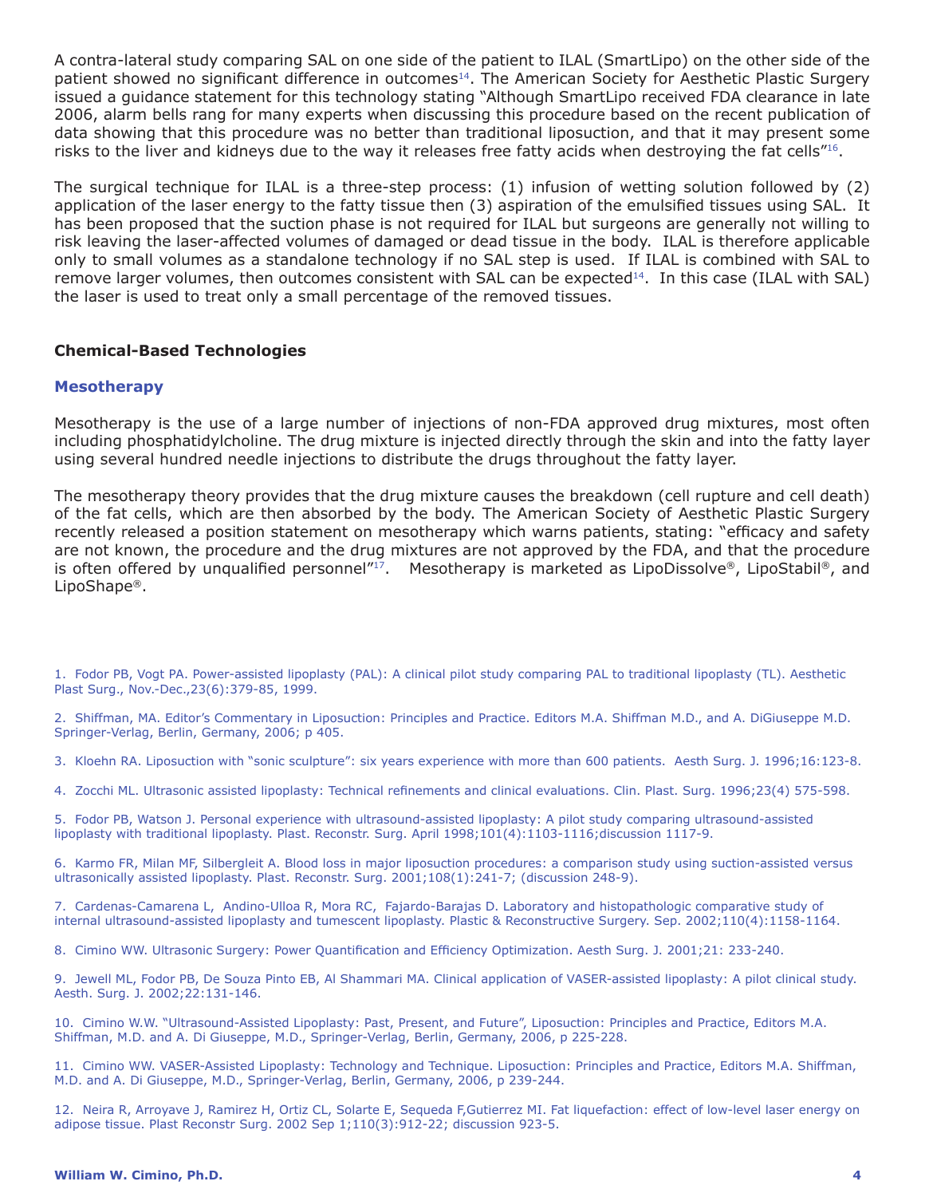A contra-lateral study comparing SAL on one side of the patient to ILAL (SmartLipo) on the other side of the patient showed no significant difference in outcomes[14]. The American Society for Aesthetic Plastic Surgery issued a guidance statement for this technology stating "Although SmartLipo received FDA clearance in late 2006, alarm bells rang for many experts when discussing this procedure based on the recent publication of data showing that this procedure was no better than traditional liposuction, and that it may present some risks to the liver and kidneys due to the way it releases free fatty acids when destroying the fat cells"[16].

The surgical technique for ILAL is a three-step process: (1) infusion of wetting solution followed by (2) application of the laser energy to the fatty tissue then (3) aspiration of the emulsified tissues using SAL. It has been proposed that the suction phase is not required for ILAL but surgeons are generally not willing to risk leaving the laser-affected volumes of damaged or dead tissue in the body. ILAL is therefore applicable only to small volumes as a standalone technology if no SAL step is used. If ILAL is combined with SAL to remove larger volumes, then outcomes consistent with SAL can be expected[14]. In this case (ILAL with SAL) the laser is used to treat only a small percentage of the removed tissues.

## Chemical-Based Technologies

### Mesotherapy

Mesotherapy is the use of a large number of injections of non-FDA approved drug mixtures, most often including phosphatidylcholine. The drug mixture is injected directly through the skin and into the fatty layer using several hundred needle injections to distribute the drugs throughout the fatty layer.

The mesotherapy theory provides that the drug mixture causes the breakdown (cell rupture and cell death) of the fat cells, which are then absorbed by the body. The American Society of Aesthetic Plastic Surgery recently released a position statement on mesotherapy which warns patients, stating: "efficacy and safety are not known, the procedure and the drug mixtures are not approved by the FDA, and that the procedure is often offered by unqualified personnel"[17]. Mesotherapy is marketed as LipoDissolve®, LipoStabil®, and LipoShape®.

1. Fodor PB, Vogt PA. Power-assisted lipoplasty (PAL): A clinical pilot study comparing PAL to traditional lipoplasty (TL). Aesthetic Plast Surg., Nov.-Dec.,23(6):379-85, 1999.

2. Shiffman, MA. Editor's Commentary in Liposuction: Principles and Practice. Editors M.A. Shiffman M.D., and A. DiGiuseppe M.D. Springer-Verlag, Berlin, Germany, 2006; p 405.

3. Kloehn RA. Liposuction with "sonic sculpture": six years experience with more than 600 patients. Aesth Surg. J. 1996;16:123-8.

4. Zocchi ML. Ultrasonic assisted lipoplasty: Technical refinements and clinical evaluations. Clin. Plast. Surg. 1996;23(4) 575-598.

5. Fodor PB, Watson J. Personal experience with ultrasound-assisted lipoplasty: A pilot study comparing ultrasound-assisted lipoplasty with traditional lipoplasty. Plast. Reconstr. Surg. April 1998;101(4):1103-1116;discussion 1117-9.

6. Karmo FR, Milan MF, Silbergleit A. Blood loss in major liposuction procedures: a comparison study using suction-assisted versus ultrasonically assisted lipoplasty. Plast. Reconstr. Surg. 2001;108(1):241-7; (discussion 248-9).

7. Cardenas-Camarena L, Andino-Ulloa R, Mora RC, Fajardo-Barajas D. Laboratory and histopathologic comparative study of internal ultrasound-assisted lipoplasty and tumescent lipoplasty. Plastic & Reconstructive Surgery. Sep. 2002;110(4):1158-1164.

8. Cimino WW. Ultrasonic Surgery: Power Quantification and Efficiency Optimization. Aesth Surg. J. 2001;21: 233-240.

9. Jewell ML, Fodor PB, De Souza Pinto EB, Al Shammari MA. Clinical application of VASER-assisted lipoplasty: A pilot clinical study. Aesth. Surg. J. 2002;22:131-146.

10. Cimino W.W. "Ultrasound-Assisted Lipoplasty: Past, Present, and Future", Liposuction: Principles and Practice, Editors M.A. Shiffman, M.D. and A. Di Giuseppe, M.D., Springer-Verlag, Berlin, Germany, 2006, p 225-228.

11. Cimino WW. VASER-Assisted Lipoplasty: Technology and Technique. Liposuction: Principles and Practice, Editors M.A. Shiffman, M.D. and A. Di Giuseppe, M.D., Springer-Verlag, Berlin, Germany, 2006, p 239-244.

12. Neira R, Arroyave J, Ramirez H, Ortiz CL, Solarte E, Sequeda F,Gutierrez MI. Fat liquefaction: effect of low-level laser energy on adipose tissue. Plast Reconstr Surg. 2002 Sep 1;110(3):912-22; discussion 923-5.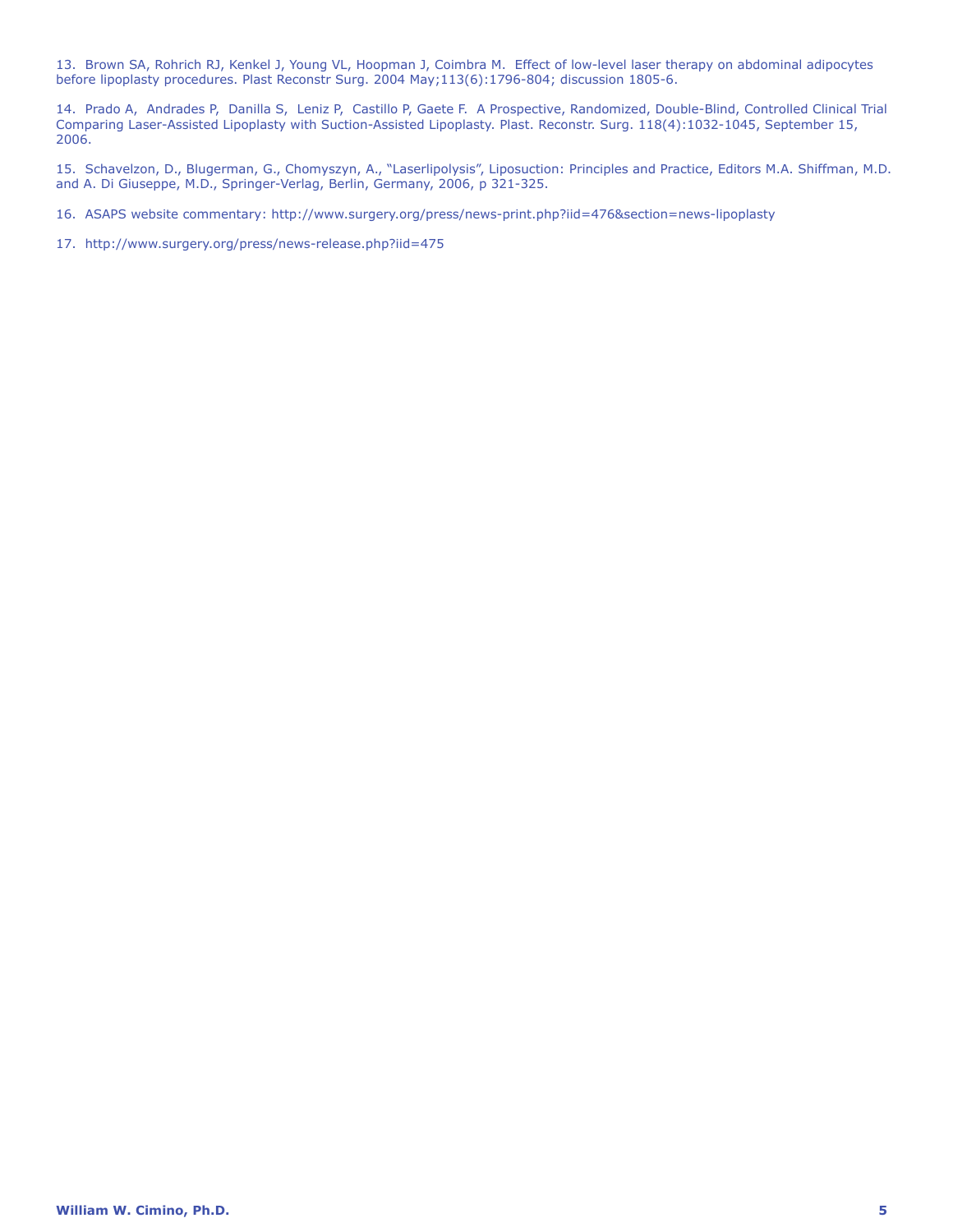13. Brown SA, Rohrich RJ, Kenkel J, Young VL, Hoopman J, Coimbra M. Effect of low-level laser therapy on abdominal adipocytes before lipoplasty procedures. Plast Reconstr Surg. 2004 May;113(6):1796-804; discussion 1805-6.

14. Prado A, Andrades P, Danilla S, Leniz P, Castillo P, Gaete F. A Prospective, Randomized, Double-Blind, Controlled Clinical Trial Comparing Laser-Assisted Lipoplasty with Suction-Assisted Lipoplasty. Plast. Reconstr. Surg. 118(4):1032-1045, September 15, 2006.

15. Schavelzon, D., Blugerman, G., Chomyszyn, A., "Laserlipolysis", Liposuction: Principles and Practice, Editors M.A. Shiffman, M.D. and A. Di Giuseppe, M.D., Springer-Verlag, Berlin, Germany, 2006, p 321-325.

16. ASAPS website commentary: http://www.surgery.org/press/news-print.php?iid=476&section=news-lipoplasty

17. http://www.surgery.org/press/news-release.php?iid=475